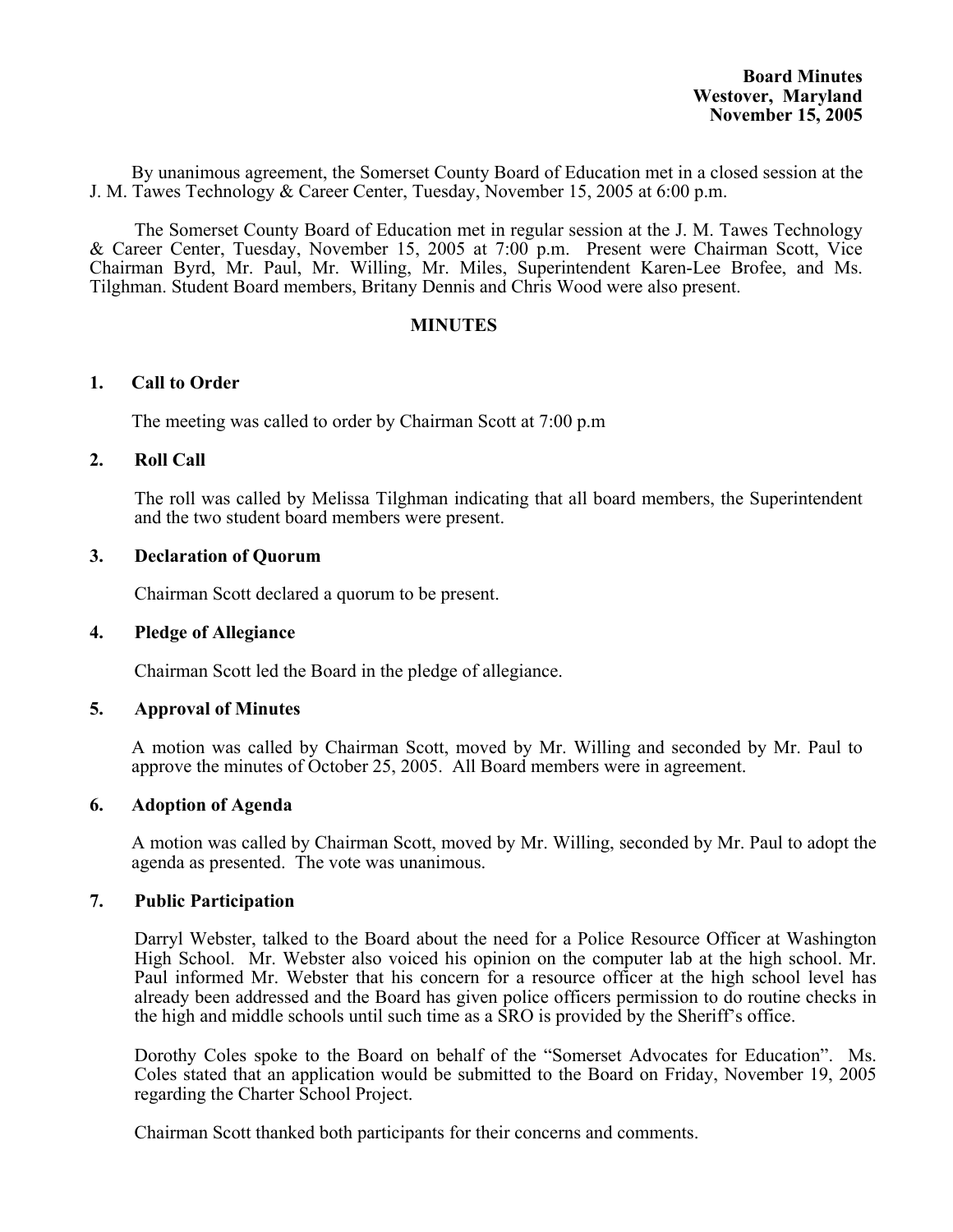**Board Minutes**
**Westover, Maryland**
**November 15, 2005**

By unanimous agreement, the Somerset County Board of Education met in a closed session at the J. M. Tawes Technology & Career Center, Tuesday, November 15, 2005 at 6:00 p.m.

The Somerset County Board of Education met in regular session at the J. M. Tawes Technology & Career Center, Tuesday, November 15, 2005 at 7:00 p.m. Present were Chairman Scott, Vice Chairman Byrd, Mr. Paul, Mr. Willing, Mr. Miles, Superintendent Karen-Lee Brofee, and Ms. Tilghman. Student Board members, Britany Dennis and Chris Wood were also present.

## MINUTES

### 1. Call to Order

The meeting was called to order by Chairman Scott at 7:00 p.m

### 2. Roll Call

The roll was called by Melissa Tilghman indicating that all board members, the Superintendent and the two student board members were present.

### 3. Declaration of Quorum

Chairman Scott declared a quorum to be present.

### 4. Pledge of Allegiance

Chairman Scott led the Board in the pledge of allegiance.

### 5. Approval of Minutes

A motion was called by Chairman Scott, moved by Mr. Willing and seconded by Mr. Paul to approve the minutes of October 25, 2005. All Board members were in agreement.

### 6. Adoption of Agenda

A motion was called by Chairman Scott, moved by Mr. Willing, seconded by Mr. Paul to adopt the agenda as presented. The vote was unanimous.

### 7. Public Participation

Darryl Webster, talked to the Board about the need for a Police Resource Officer at Washington High School. Mr. Webster also voiced his opinion on the computer lab at the high school. Mr. Paul informed Mr. Webster that his concern for a resource officer at the high school level has already been addressed and the Board has given police officers permission to do routine checks in the high and middle schools until such time as a SRO is provided by the Sheriff's office.

Dorothy Coles spoke to the Board on behalf of the "Somerset Advocates for Education". Ms. Coles stated that an application would be submitted to the Board on Friday, November 19, 2005 regarding the Charter School Project.

Chairman Scott thanked both participants for their concerns and comments.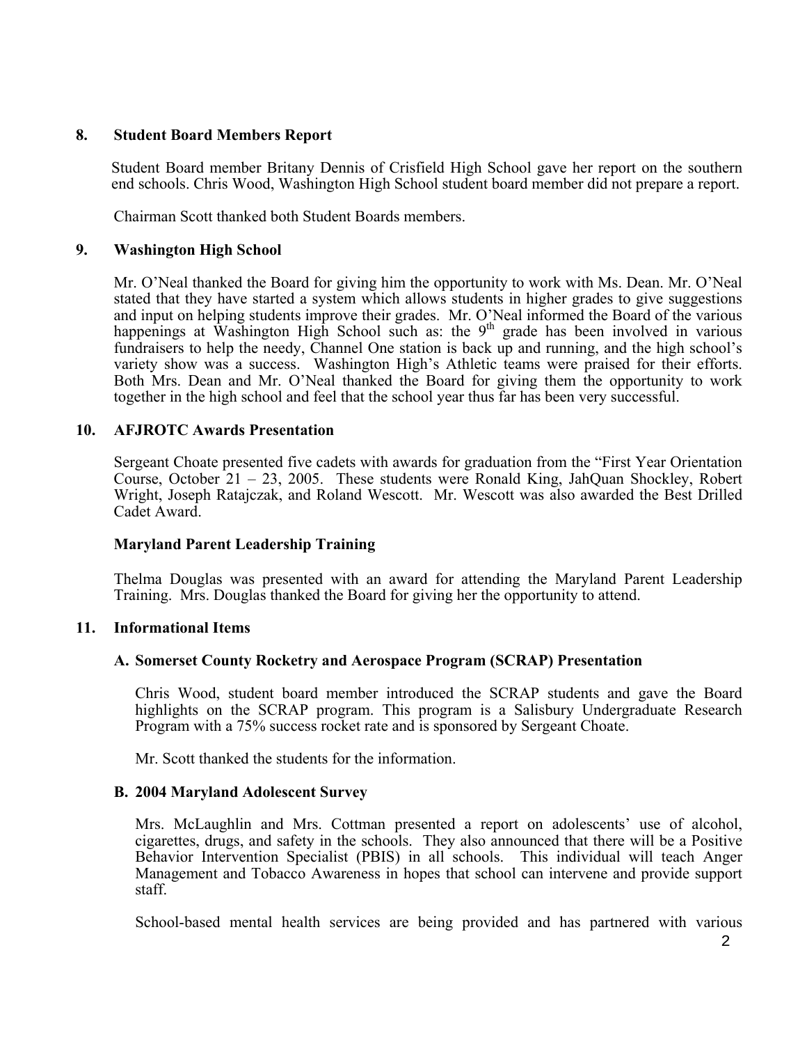## 8. Student Board Members Report

Student Board member Britany Dennis of Crisfield High School gave her report on the southern end schools. Chris Wood, Washington High School student board member did not prepare a report.

Chairman Scott thanked both Student Boards members.

## 9. Washington High School

Mr. O'Neal thanked the Board for giving him the opportunity to work with Ms. Dean. Mr. O'Neal stated that they have started a system which allows students in higher grades to give suggestions and input on helping students improve their grades. Mr. O'Neal informed the Board of the various happenings at Washington High School such as: the 9th grade has been involved in various fundraisers to help the needy, Channel One station is back up and running, and the high school's variety show was a success. Washington High's Athletic teams were praised for their efforts. Both Mrs. Dean and Mr. O'Neal thanked the Board for giving them the opportunity to work together in the high school and feel that the school year thus far has been very successful.

## 10. AFJROTC Awards Presentation

Sergeant Choate presented five cadets with awards for graduation from the "First Year Orientation Course, October 21 – 23, 2005. These students were Ronald King, JahQuan Shockley, Robert Wright, Joseph Ratajczak, and Roland Wescott. Mr. Wescott was also awarded the Best Drilled Cadet Award.

### Maryland Parent Leadership Training

Thelma Douglas was presented with an award for attending the Maryland Parent Leadership Training. Mrs. Douglas thanked the Board for giving her the opportunity to attend.

## 11. Informational Items

### A. Somerset County Rocketry and Aerospace Program (SCRAP) Presentation

Chris Wood, student board member introduced the SCRAP students and gave the Board highlights on the SCRAP program. This program is a Salisbury Undergraduate Research Program with a 75% success rocket rate and is sponsored by Sergeant Choate.

Mr. Scott thanked the students for the information.

### B. 2004 Maryland Adolescent Survey

Mrs. McLaughlin and Mrs. Cottman presented a report on adolescents' use of alcohol, cigarettes, drugs, and safety in the schools. They also announced that there will be a Positive Behavior Intervention Specialist (PBIS) in all schools. This individual will teach Anger Management and Tobacco Awareness in hopes that school can intervene and provide support staff.

School-based mental health services are being provided and has partnered with various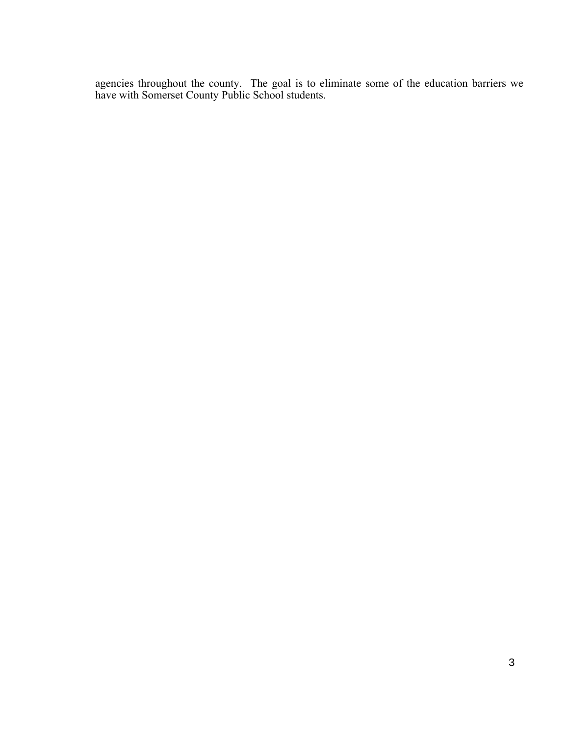agencies throughout the county. The goal is to eliminate some of the education barriers we have with Somerset County Public School students.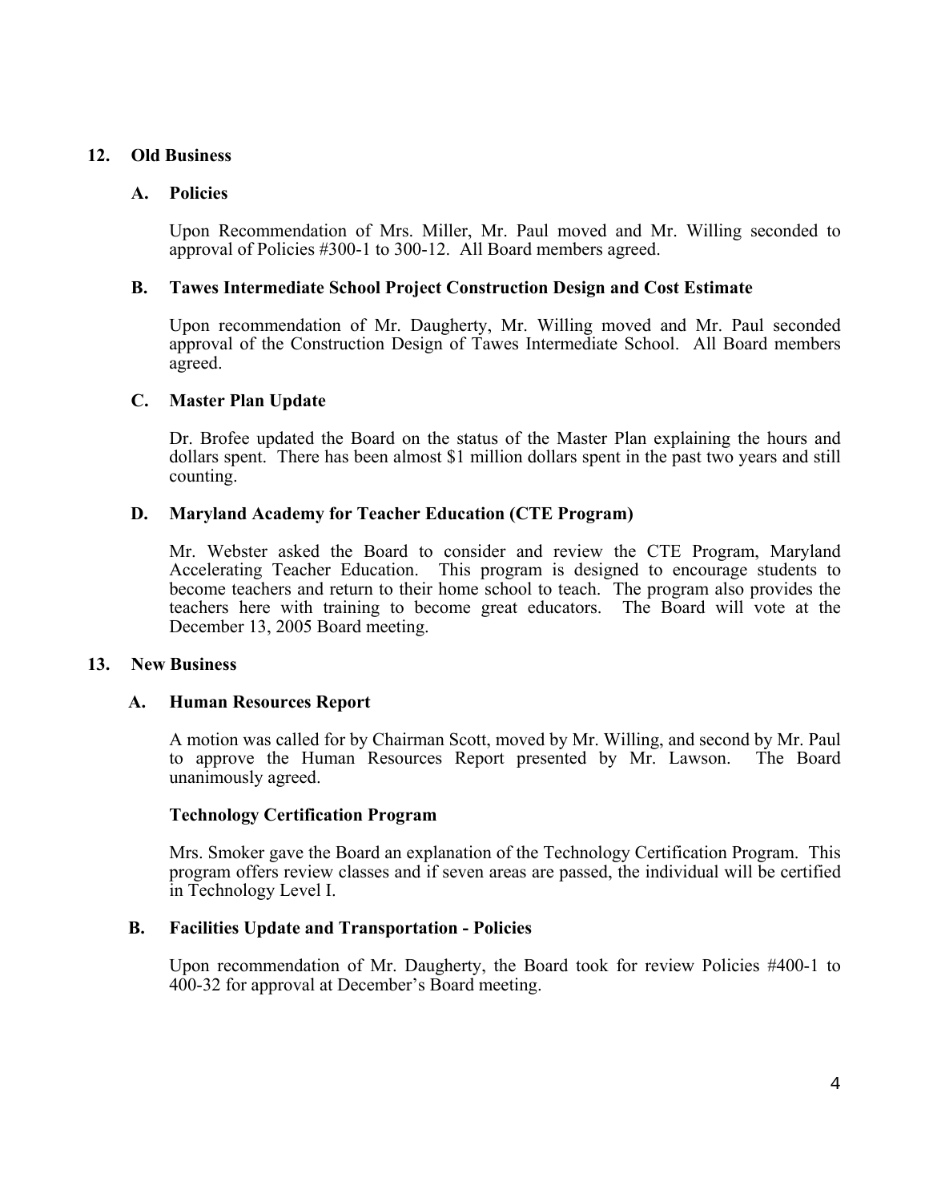## 12. Old Business

### A. Policies

Upon Recommendation of Mrs. Miller, Mr. Paul moved and Mr. Willing seconded to approval of Policies #300-1 to 300-12. All Board members agreed.

### B. Tawes Intermediate School Project Construction Design and Cost Estimate

Upon recommendation of Mr. Daugherty, Mr. Willing moved and Mr. Paul seconded approval of the Construction Design of Tawes Intermediate School. All Board members agreed.

### C. Master Plan Update

Dr. Brofee updated the Board on the status of the Master Plan explaining the hours and dollars spent. There has been almost $1 million dollars spent in the past two years and still counting.

### D. Maryland Academy for Teacher Education (CTE Program)

Mr. Webster asked the Board to consider and review the CTE Program, Maryland Accelerating Teacher Education. This program is designed to encourage students to become teachers and return to their home school to teach. The program also provides the teachers here with training to become great educators. The Board will vote at the December 13, 2005 Board meeting.

## 13. New Business

### A. Human Resources Report

A motion was called for by Chairman Scott, moved by Mr. Willing, and second by Mr. Paul to approve the Human Resources Report presented by Mr. Lawson. The Board unanimously agreed.

**Technology Certification Program**

Mrs. Smoker gave the Board an explanation of the Technology Certification Program. This program offers review classes and if seven areas are passed, the individual will be certified in Technology Level I.

### B. Facilities Update and Transportation - Policies

Upon recommendation of Mr. Daugherty, the Board took for review Policies #400-1 to 400-32 for approval at December's Board meeting.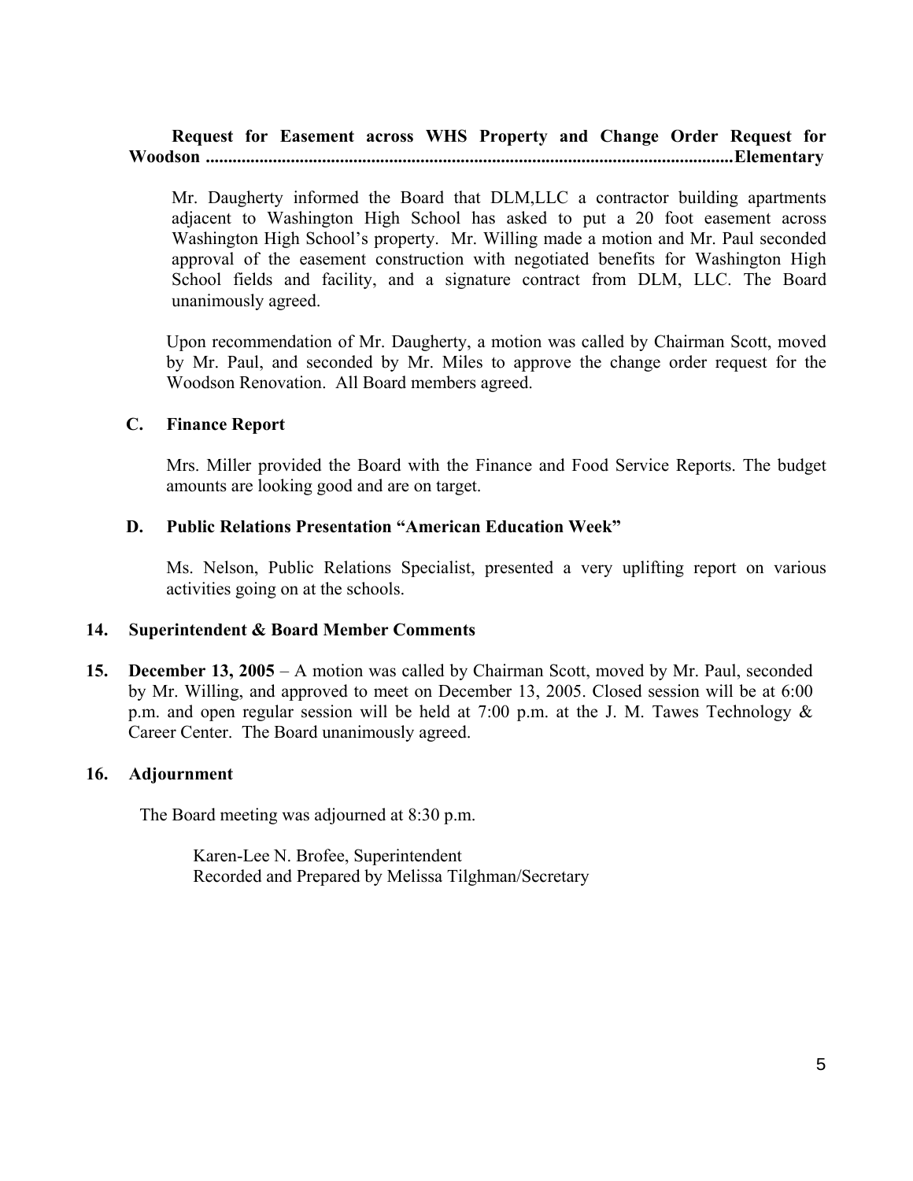**Request for Easement across WHS Property and Change Order Request for Woodson ....................................................................................................................Elementary**

Mr. Daugherty informed the Board that DLM,LLC a contractor building apartments adjacent to Washington High School has asked to put a 20 foot easement across Washington High School's property. Mr. Willing made a motion and Mr. Paul seconded approval of the easement construction with negotiated benefits for Washington High School fields and facility, and a signature contract from DLM, LLC. The Board unanimously agreed.

Upon recommendation of Mr. Daugherty, a motion was called by Chairman Scott, moved by Mr. Paul, and seconded by Mr. Miles to approve the change order request for the Woodson Renovation. All Board members agreed.

**C. Finance Report**

Mrs. Miller provided the Board with the Finance and Food Service Reports. The budget amounts are looking good and are on target.

**D. Public Relations Presentation "American Education Week"**

Ms. Nelson, Public Relations Specialist, presented a very uplifting report on various activities going on at the schools.

**14. Superintendent & Board Member Comments**

**15. December 13, 2005** – A motion was called by Chairman Scott, moved by Mr. Paul, seconded by Mr. Willing, and approved to meet on December 13, 2005. Closed session will be at 6:00 p.m. and open regular session will be held at 7:00 p.m. at the J. M. Tawes Technology & Career Center. The Board unanimously agreed.

**16. Adjournment**

The Board meeting was adjourned at 8:30 p.m.

Karen-Lee N. Brofee, Superintendent
Recorded and Prepared by Melissa Tilghman/Secretary